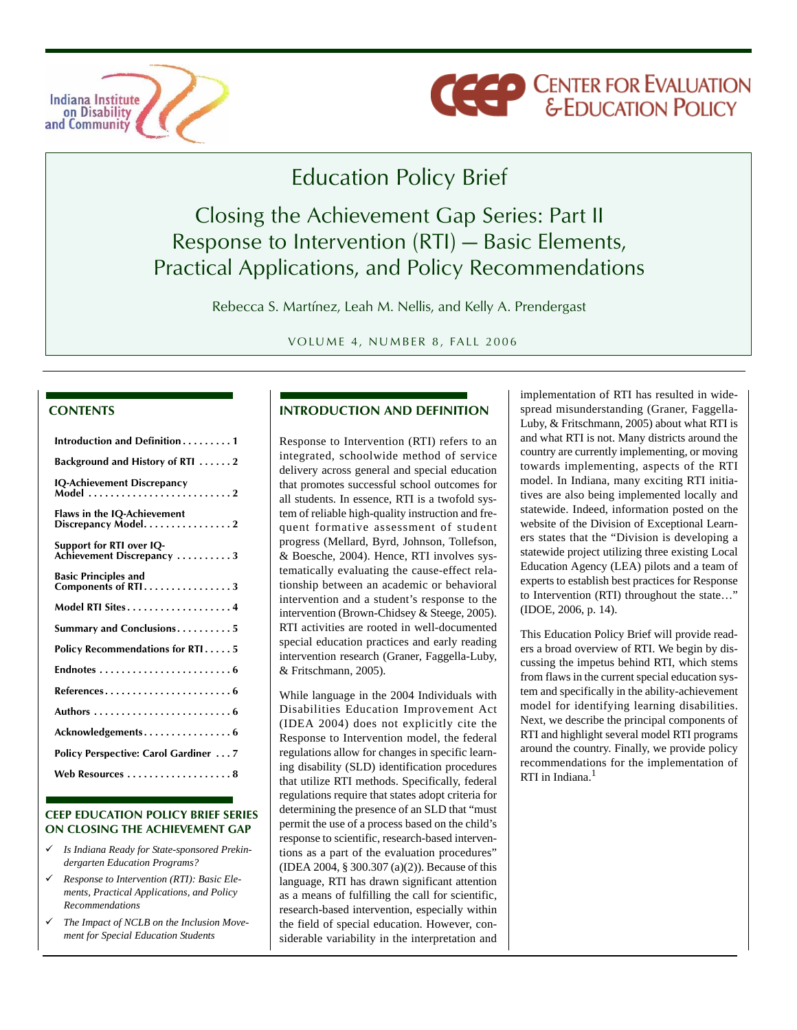Indiana Institute on Disability and Community

CEEP Center for Evaluation & Education Policy

# Education Policy Brief

## Closing the Achievement Gap Series: Part II
## Response to Intervention (RTI) — Basic Elements, Practical Applications, and Policy Recommendations

Rebecca S. Martínez, Leah M. Nellis, and Kelly A. Prendergast

VOLUME 4, NUMBER 8, FALL 2006

### CONTENTS

- Introduction and Definition . . . . . . . . . 1
- Background and History of RTI . . . . . . 2
- IQ-Achievement Discrepancy Model . . . . . . . . . . . . . . . . . . . . . . . . . . 2
- Flaws in the IQ-Achievement Discrepancy Model. . . . . . . . . . . . . . . . 2
- Support for RTI over IQ-Achievement Discrepancy . . . . . . . . . . 3
- Basic Principles and Components of RTI . . . . . . . . . . . . . . . . 3
- Model RTI Sites . . . . . . . . . . . . . . . . . . . 4
- Summary and Conclusions. . . . . . . . . . 5
- Policy Recommendations for RTI . . . . . 5
- Endnotes . . . . . . . . . . . . . . . . . . . . . . . . 6
- References . . . . . . . . . . . . . . . . . . . . . . . 6
- Authors . . . . . . . . . . . . . . . . . . . . . . . . . 6
- Acknowledgements . . . . . . . . . . . . . . . . 6
- Policy Perspective: Carol Gardiner . . . 7
- Web Resources . . . . . . . . . . . . . . . . . . . 8

### CEEP EDUCATION POLICY BRIEF SERIES ON CLOSING THE ACHIEVEMENT GAP

- ✓ *Is Indiana Ready for State-sponsored Prekindergarten Education Programs?*
- ✓ *Response to Intervention (RTI): Basic Elements, Practical Applications, and Policy Recommendations*
- ✓ *The Impact of NCLB on the Inclusion Movement for Special Education Students*

### INTRODUCTION AND DEFINITION

Response to Intervention (RTI) refers to an integrated, schoolwide method of service delivery across general and special education that promotes successful school outcomes for all students. In essence, RTI is a twofold system of reliable high-quality instruction and frequent formative assessment of student progress (Mellard, Byrd, Johnson, Tollefson, & Boesche, 2004). Hence, RTI involves systematically evaluating the cause-effect relationship between an academic or behavioral intervention and a student's response to the intervention (Brown-Chidsey & Steege, 2005). RTI activities are rooted in well-documented special education practices and early reading intervention research (Graner, Faggella-Luby, & Fritschmann, 2005).

While language in the 2004 Individuals with Disabilities Education Improvement Act (IDEA 2004) does not explicitly cite the Response to Intervention model, the federal regulations allow for changes in specific learning disability (SLD) identification procedures that utilize RTI methods. Specifically, federal regulations require that states adopt criteria for determining the presence of an SLD that "must permit the use of a process based on the child's response to scientific, research-based interventions as a part of the evaluation procedures" (IDEA 2004, § 300.307 (a)(2)). Because of this language, RTI has drawn significant attention as a means of fulfilling the call for scientific, research-based intervention, especially within the field of special education. However, considerable variability in the interpretation and implementation of RTI has resulted in widespread misunderstanding (Graner, Faggella-Luby, & Fritschmann, 2005) about what RTI is and what RTI is not. Many districts around the country are currently implementing, or moving towards implementing, aspects of the RTI model. In Indiana, many exciting RTI initiatives are also being implemented locally and statewide. Indeed, information posted on the website of the Division of Exceptional Learners states that the "Division is developing a statewide project utilizing three existing Local Education Agency (LEA) pilots and a team of experts to establish best practices for Response to Intervention (RTI) throughout the state…" (IDOE, 2006, p. 14).

This Education Policy Brief will provide readers a broad overview of RTI. We begin by discussing the impetus behind RTI, which stems from flaws in the current special education system and specifically in the ability-achievement model for identifying learning disabilities. Next, we describe the principal components of RTI and highlight several model RTI programs around the country. Finally, we provide policy recommendations for the implementation of RTI in Indiana.[1]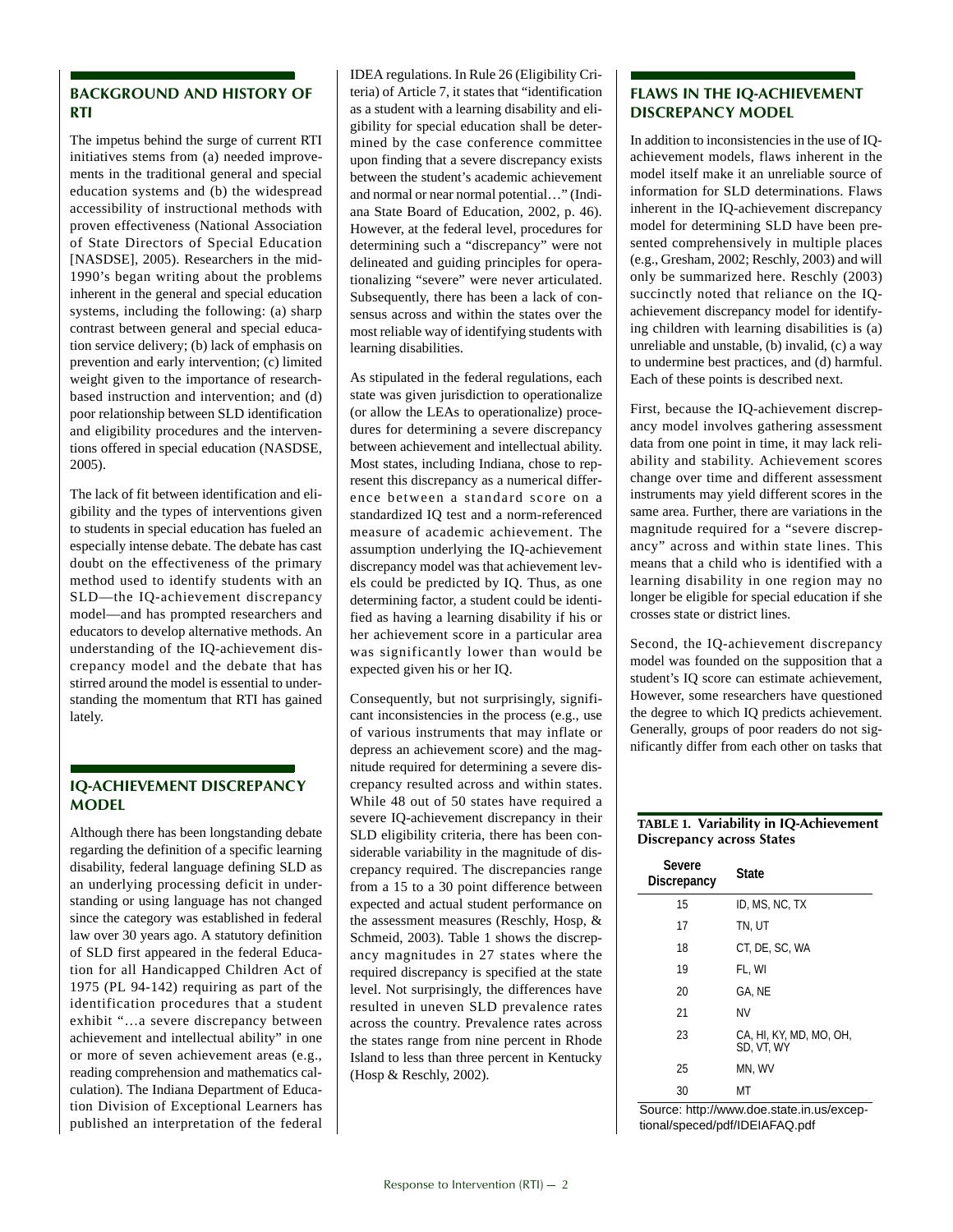## BACKGROUND AND HISTORY OF RTI

The impetus behind the surge of current RTI initiatives stems from (a) needed improvements in the traditional general and special education systems and (b) the widespread accessibility of instructional methods with proven effectiveness (National Association of State Directors of Special Education [NASDSE], 2005). Researchers in the mid-1990's began writing about the problems inherent in the general and special education systems, including the following: (a) sharp contrast between general and special education service delivery; (b) lack of emphasis on prevention and early intervention; (c) limited weight given to the importance of research-based instruction and intervention; and (d) poor relationship between SLD identification and eligibility procedures and the interventions offered in special education (NASDSE, 2005).

The lack of fit between identification and eligibility and the types of interventions given to students in special education has fueled an especially intense debate. The debate has cast doubt on the effectiveness of the primary method used to identify students with an SLD—the IQ-achievement discrepancy model—and has prompted researchers and educators to develop alternative methods. An understanding of the IQ-achievement discrepancy model and the debate that has stirred around the model is essential to understanding the momentum that RTI has gained lately.

## IQ-ACHIEVEMENT DISCREPANCY MODEL

Although there has been longstanding debate regarding the definition of a specific learning disability, federal language defining SLD as an underlying processing deficit in understanding or using language has not changed since the category was established in federal law over 30 years ago. A statutory definition of SLD first appeared in the federal Education for all Handicapped Children Act of 1975 (PL 94-142) requiring as part of the identification procedures that a student exhibit "…a severe discrepancy between achievement and intellectual ability" in one or more of seven achievement areas (e.g., reading comprehension and mathematics calculation). The Indiana Department of Education Division of Exceptional Learners has published an interpretation of the federal IDEA regulations. In Rule 26 (Eligibility Criteria) of Article 7, it states that "identification as a student with a learning disability and eligibility for special education shall be determined by the case conference committee upon finding that a severe discrepancy exists between the student's academic achievement and normal or near normal potential…" (Indiana State Board of Education, 2002, p. 46). However, at the federal level, procedures for determining such a "discrepancy" were not delineated and guiding principles for operationalizing "severe" were never articulated. Subsequently, there has been a lack of consensus across and within the states over the most reliable way of identifying students with learning disabilities.

As stipulated in the federal regulations, each state was given jurisdiction to operationalize (or allow the LEAs to operationalize) procedures for determining a severe discrepancy between achievement and intellectual ability. Most states, including Indiana, chose to represent this discrepancy as a numerical difference between a standard score on a standardized IQ test and a norm-referenced measure of academic achievement. The assumption underlying the IQ-achievement discrepancy model was that achievement levels could be predicted by IQ. Thus, as one determining factor, a student could be identified as having a learning disability if his or her achievement score in a particular area was significantly lower than would be expected given his or her IQ.

Consequently, but not surprisingly, significant inconsistencies in the process (e.g., use of various instruments that may inflate or depress an achievement score) and the magnitude required for determining a severe discrepancy resulted across and within states. While 48 out of 50 states have required a severe IQ-achievement discrepancy in their SLD eligibility criteria, there has been considerable variability in the magnitude of discrepancy required. The discrepancies range from a 15 to a 30 point difference between expected and actual student performance on the assessment measures (Reschly, Hosp, & Schmeid, 2003). Table 1 shows the discrepancy magnitudes in 27 states where the required discrepancy is specified at the state level. Not surprisingly, the differences have resulted in uneven SLD prevalence rates across the country. Prevalence rates across the states range from nine percent in Rhode Island to less than three percent in Kentucky (Hosp & Reschly, 2002).

## FLAWS IN THE IQ-ACHIEVEMENT DISCREPANCY MODEL

In addition to inconsistencies in the use of IQ-achievement models, flaws inherent in the model itself make it an unreliable source of information for SLD determinations. Flaws inherent in the IQ-achievement discrepancy model for determining SLD have been presented comprehensively in multiple places (e.g., Gresham, 2002; Reschly, 2003) and will only be summarized here. Reschly (2003) succinctly noted that reliance on the IQ-achievement discrepancy model for identifying children with learning disabilities is (a) unreliable and unstable, (b) invalid, (c) a way to undermine best practices, and (d) harmful. Each of these points is described next.

First, because the IQ-achievement discrepancy model involves gathering assessment data from one point in time, it may lack reliability and stability. Achievement scores change over time and different assessment instruments may yield different scores in the same area. Further, there are variations in the magnitude required for a "severe discrepancy" across and within state lines. This means that a child who is identified with a learning disability in one region may no longer be eligible for special education if she crosses state or district lines.

Second, the IQ-achievement discrepancy model was founded on the supposition that a student's IQ score can estimate achievement, However, some researchers have questioned the degree to which IQ predicts achievement. Generally, groups of poor readers do not significantly differ from each other on tasks that

**TABLE 1. Variability in IQ-Achievement Discrepancy across States**

| Severe Discrepancy | State |
|---|---|
| 15 | ID, MS, NC, TX |
| 17 | TN, UT |
| 18 | CT, DE, SC, WA |
| 19 | FL, WI |
| 20 | GA, NE |
| 21 | NV |
| 23 | CA, HI, KY, MD, MO, OH, SD, VT, WY |
| 25 | MN, WV |
| 30 | MT |

Source: http://www.doe.state.in.us/exceptional/speced/pdf/IDEIAFAQ.pdf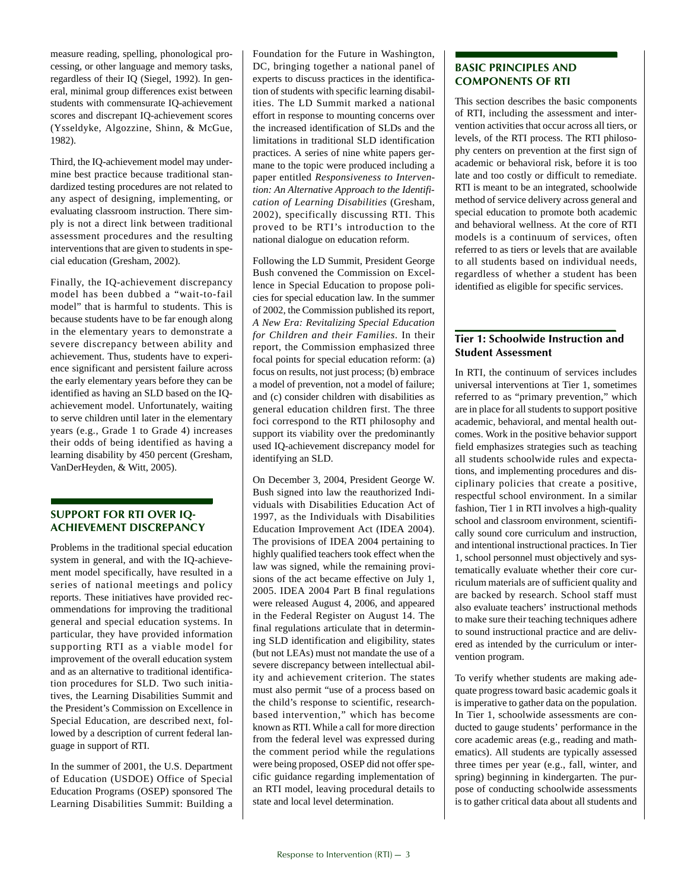measure reading, spelling, phonological processing, or other language and memory tasks, regardless of their IQ (Siegel, 1992). In general, minimal group differences exist between students with commensurate IQ-achievement scores and discrepant IQ-achievement scores (Ysseldyke, Algozzine, Shinn, & McGue, 1982).

Third, the IQ-achievement model may undermine best practice because traditional standardized testing procedures are not related to any aspect of designing, implementing, or evaluating classroom instruction. There simply is not a direct link between traditional assessment procedures and the resulting interventions that are given to students in special education (Gresham, 2002).

Finally, the IQ-achievement discrepancy model has been dubbed a "wait-to-fail model" that is harmful to students. This is because students have to be far enough along in the elementary years to demonstrate a severe discrepancy between ability and achievement. Thus, students have to experience significant and persistent failure across the early elementary years before they can be identified as having an SLD based on the IQ-achievement model. Unfortunately, waiting to serve children until later in the elementary years (e.g., Grade 1 to Grade 4) increases their odds of being identified as having a learning disability by 450 percent (Gresham, VanDerHeyden, & Witt, 2005).

## SUPPORT FOR RTI OVER IQ-ACHIEVEMENT DISCREPANCY

Problems in the traditional special education system in general, and with the IQ-achievement model specifically, have resulted in a series of national meetings and policy reports. These initiatives have provided recommendations for improving the traditional general and special education systems. In particular, they have provided information supporting RTI as a viable model for improvement of the overall education system and as an alternative to traditional identification procedures for SLD. Two such initiatives, the Learning Disabilities Summit and the President's Commission on Excellence in Special Education, are described next, followed by a description of current federal language in support of RTI.

In the summer of 2001, the U.S. Department of Education (USDOE) Office of Special Education Programs (OSEP) sponsored The Learning Disabilities Summit: Building a Foundation for the Future in Washington, DC, bringing together a national panel of experts to discuss practices in the identification of students with specific learning disabilities. The LD Summit marked a national effort in response to mounting concerns over the increased identification of SLDs and the limitations in traditional SLD identification practices. A series of nine white papers germane to the topic were produced including a paper entitled *Responsiveness to Intervention: An Alternative Approach to the Identification of Learning Disabilities* (Gresham, 2002), specifically discussing RTI. This proved to be RTI's introduction to the national dialogue on education reform.

Following the LD Summit, President George Bush convened the Commission on Excellence in Special Education to propose policies for special education law. In the summer of 2002, the Commission published its report, *A New Era: Revitalizing Special Education for Children and their Families*. In their report, the Commission emphasized three focal points for special education reform: (a) focus on results, not just process; (b) embrace a model of prevention, not a model of failure; and (c) consider children with disabilities as general education children first. The three foci correspond to the RTI philosophy and support its viability over the predominantly used IQ-achievement discrepancy model for identifying an SLD.

On December 3, 2004, President George W. Bush signed into law the reauthorized Individuals with Disabilities Education Act of 1997, as the Individuals with Disabilities Education Improvement Act (IDEA 2004). The provisions of IDEA 2004 pertaining to highly qualified teachers took effect when the law was signed, while the remaining provisions of the act became effective on July 1, 2005. IDEA 2004 Part B final regulations were released August 4, 2006, and appeared in the Federal Register on August 14. The final regulations articulate that in determining SLD identification and eligibility, states (but not LEAs) must not mandate the use of a severe discrepancy between intellectual ability and achievement criterion. The states must also permit "use of a process based on the child's response to scientific, research-based intervention," which has become known as RTI. While a call for more direction from the federal level was expressed during the comment period while the regulations were being proposed, OSEP did not offer specific guidance regarding implementation of an RTI model, leaving procedural details to state and local level determination.

## BASIC PRINCIPLES AND COMPONENTS OF RTI

This section describes the basic components of RTI, including the assessment and intervention activities that occur across all tiers, or levels, of the RTI process. The RTI philosophy centers on prevention at the first sign of academic or behavioral risk, before it is too late and too costly or difficult to remediate. RTI is meant to be an integrated, schoolwide method of service delivery across general and special education to promote both academic and behavioral wellness. At the core of RTI models is a continuum of services, often referred to as tiers or levels that are available to all students based on individual needs, regardless of whether a student has been identified as eligible for specific services.

### Tier 1: Schoolwide Instruction and Student Assessment

In RTI, the continuum of services includes universal interventions at Tier 1, sometimes referred to as "primary prevention," which are in place for all students to support positive academic, behavioral, and mental health outcomes. Work in the positive behavior support field emphasizes strategies such as teaching all students schoolwide rules and expectations, and implementing procedures and disciplinary policies that create a positive, respectful school environment. In a similar fashion, Tier 1 in RTI involves a high-quality school and classroom environment, scientifically sound core curriculum and instruction, and intentional instructional practices. In Tier 1, school personnel must objectively and systematically evaluate whether their core curriculum materials are of sufficient quality and are backed by research. School staff must also evaluate teachers' instructional methods to make sure their teaching techniques adhere to sound instructional practice and are delivered as intended by the curriculum or intervention program.

To verify whether students are making adequate progress toward basic academic goals it is imperative to gather data on the population. In Tier 1, schoolwide assessments are conducted to gauge students' performance in the core academic areas (e.g., reading and mathematics). All students are typically assessed three times per year (e.g., fall, winter, and spring) beginning in kindergarten. The purpose of conducting schoolwide assessments is to gather critical data about all students and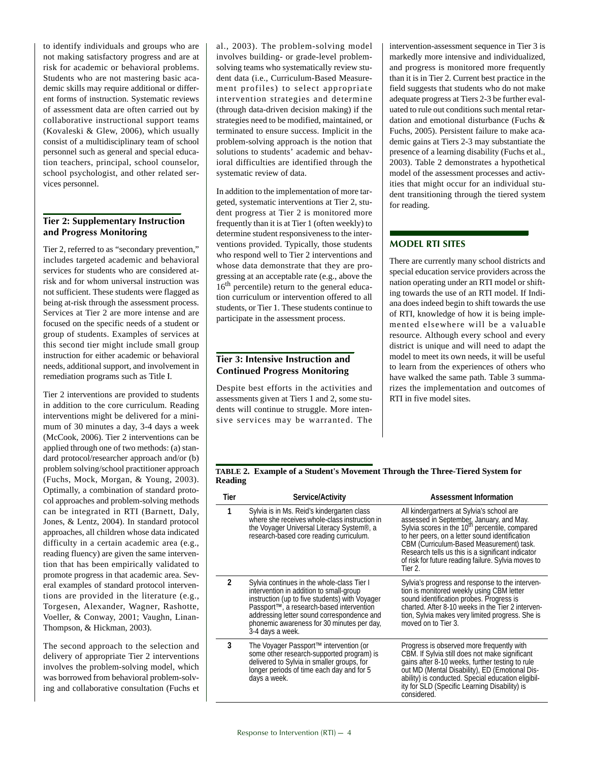to identify individuals and groups who are not making satisfactory progress and are at risk for academic or behavioral problems. Students who are not mastering basic academic skills may require additional or different forms of instruction. Systematic reviews of assessment data are often carried out by collaborative instructional support teams (Kovaleski & Glew, 2006), which usually consist of a multidisciplinary team of school personnel such as general and special education teachers, principal, school counselor, school psychologist, and other related services personnel.

### Tier 2: Supplementary Instruction and Progress Monitoring

Tier 2, referred to as "secondary prevention," includes targeted academic and behavioral services for students who are considered at-risk and for whom universal instruction was not sufficient. These students were flagged as being at-risk through the assessment process. Services at Tier 2 are more intense and are focused on the specific needs of a student or group of students. Examples of services at this second tier might include small group instruction for either academic or behavioral needs, additional support, and involvement in remediation programs such as Title I.

Tier 2 interventions are provided to students in addition to the core curriculum. Reading interventions might be delivered for a minimum of 30 minutes a day, 3-4 days a week (McCook, 2006). Tier 2 interventions can be applied through one of two methods: (a) standard protocol/researcher approach and/or (b) problem solving/school practitioner approach (Fuchs, Mock, Morgan, & Young, 2003). Optimally, a combination of standard protocol approaches and problem-solving methods can be integrated in RTI (Barnett, Daly, Jones, & Lentz, 2004). In standard protocol approaches, all children whose data indicated difficulty in a certain academic area (e.g., reading fluency) are given the same intervention that has been empirically validated to promote progress in that academic area. Several examples of standard protocol interventions are provided in the literature (e.g., Torgesen, Alexander, Wagner, Rashotte, Voeller, & Conway, 2001; Vaughn, Linan-Thompson, & Hickman, 2003).

The second approach to the selection and delivery of appropriate Tier 2 interventions involves the problem-solving model, which was borrowed from behavioral problem-solving and collaborative consultation (Fuchs et al., 2003). The problem-solving model involves building- or grade-level problem-solving teams who systematically review student data (i.e., Curriculum-Based Measurement profiles) to select appropriate intervention strategies and determine (through data-driven decision making) if the strategies need to be modified, maintained, or terminated to ensure success. Implicit in the problem-solving approach is the notion that solutions to students' academic and behavioral difficulties are identified through the systematic review of data.

In addition to the implementation of more targeted, systematic interventions at Tier 2, student progress at Tier 2 is monitored more frequently than it is at Tier 1 (often weekly) to determine student responsiveness to the interventions provided. Typically, those students who respond well to Tier 2 interventions and whose data demonstrate that they are progressing at an acceptable rate (e.g., above the 16th percentile) return to the general education curriculum or intervention offered to all students, or Tier 1. These students continue to participate in the assessment process.

### Tier 3: Intensive Instruction and Continued Progress Monitoring

Despite best efforts in the activities and assessments given at Tiers 1 and 2, some students will continue to struggle. More intensive services may be warranted. The intervention-assessment sequence in Tier 3 is markedly more intensive and individualized, and progress is monitored more frequently than it is in Tier 2. Current best practice in the field suggests that students who do not make adequate progress at Tiers 2-3 be further evaluated to rule out conditions such mental retardation and emotional disturbance (Fuchs & Fuchs, 2005). Persistent failure to make academic gains at Tiers 2-3 may substantiate the presence of a learning disability (Fuchs et al., 2003). Table 2 demonstrates a hypothetical model of the assessment processes and activities that might occur for an individual student transitioning through the tiered system for reading.

## MODEL RTI SITES

There are currently many school districts and special education service providers across the nation operating under an RTI model or shifting towards the use of an RTI model. If Indiana does indeed begin to shift towards the use of RTI, knowledge of how it is being implemented elsewhere will be a valuable resource. Although every school and every district is unique and will need to adapt the model to meet its own needs, it will be useful to learn from the experiences of others who have walked the same path. Table 3 summarizes the implementation and outcomes of RTI in five model sites.

**TABLE 2. Example of a Student's Movement Through the Three-Tiered System for Reading**

| Tier | Service/Activity | Assessment Information |
|---|---|---|
| 1 | Sylvia is in Ms. Reid's kindergarten class where she receives whole-class instruction in the Voyager Universal Literacy System®, a research-based core reading curriculum. | All kindergartners at Sylvia's school are assessed in September, January, and May. Sylvia scores in the 10th percentile, compared to her peers, on a letter sound identification CBM (Curriculum-Based Measurement) task. Research tells us this is a significant indicator of risk for future reading failure. Sylvia moves to Tier 2. |
| 2 | Sylvia continues in the whole-class Tier I intervention in addition to small-group instruction (up to five students) with Voyager Passport™, a research-based intervention addressing letter sound correspondence and phonemic awareness for 30 minutes per day, 3-4 days a week. | Sylvia's progress and response to the intervention is monitored weekly using CBM letter sound identification probes. Progress is charted. After 8-10 weeks in the Tier 2 intervention, Sylvia makes very limited progress. She is moved on to Tier 3. |
| 3 | The Voyager Passport™ intervention (or some other research-supported program) is delivered to Sylvia in smaller groups, for longer periods of time each day and for 5 days a week. | Progress is observed more frequently with CBM. If Sylvia still does not make significant gains after 8-10 weeks, further testing to rule out MD (Mental Disability), ED (Emotional Disability) is conducted. Special education eligibility for SLD (Specific Learning Disability) is considered. |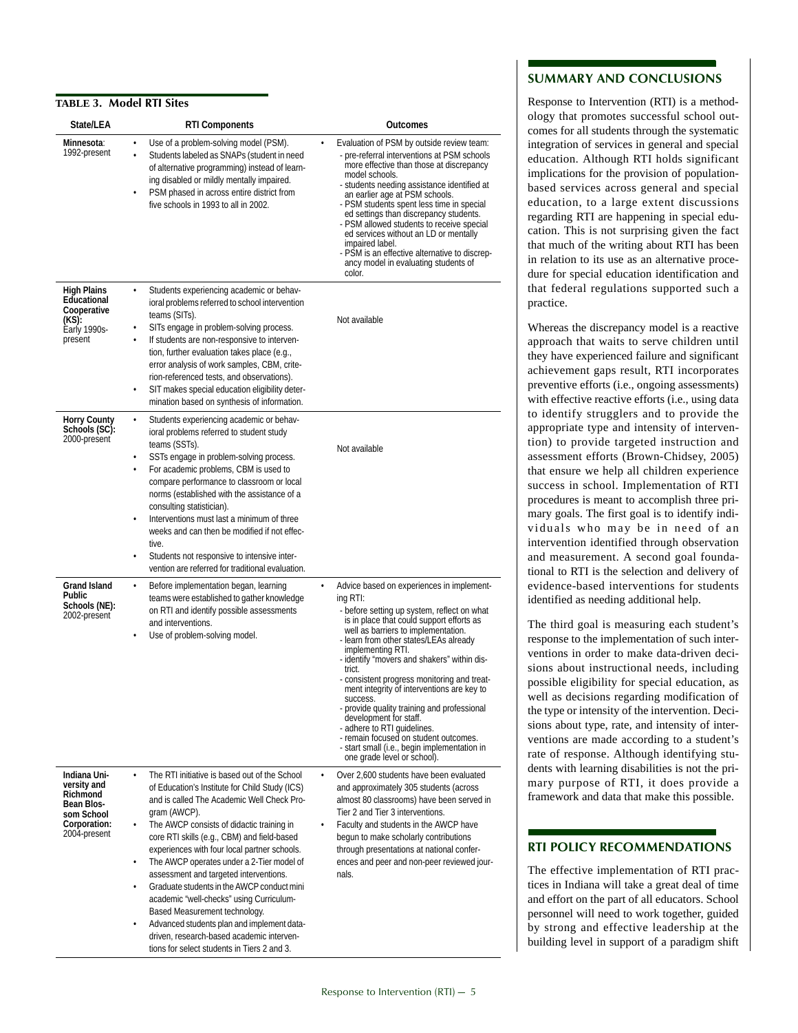**TABLE 3. Model RTI Sites**

| State/LEA | RTI Components | Outcomes |
|---|---|---|
| **Minnesota**: 1992-present | • Use of a problem-solving model (PSM).<br>• Students labeled as SNAPs (student in need of alternative programming) instead of learning disabled or mildly mentally impaired.<br>• PSM phased in across entire district from five schools in 1993 to all in 2002. | • Evaluation of PSM by outside review team:<br>- pre-referral interventions at PSM schools more effective than those at discrepancy model schools.<br>- students needing assistance identified at an earlier age at PSM schools.<br>- PSM students spent less time in special ed settings than discrepancy students.<br>- PSM allowed students to receive special ed services without an LD or mentally impaired label.<br>- PSM is an effective alternative to discrepancy model in evaluating students of color. |
| **High Plains Educational Cooperative (KS)**: Early 1990s-present | • Students experiencing academic or behavioral problems referred to school intervention teams (SITs).<br>• SITs engage in problem-solving process.<br>• If students are non-responsive to intervention, further evaluation takes place (e.g., error analysis of work samples, CBM, criterion-referenced tests, and observations).<br>• SIT makes special education eligibility determination based on synthesis of information. | Not available |
| **Horry County Schools (SC)**: 2000-present | • Students experiencing academic or behavioral problems referred to student study teams (SSTs).<br>• SSTs engage in problem-solving process.<br>• For academic problems, CBM is used to compare performance to classroom or local norms (established with the assistance of a consulting statistician).<br>• Interventions must last a minimum of three weeks and can then be modified if not effective.<br>• Students not responsive to intensive intervention are referred for traditional evaluation. | Not available |
| **Grand Island Public Schools (NE)**: 2002-present | • Before implementation began, learning teams were established to gather knowledge on RTI and identify possible assessments and interventions.<br>• Use of problem-solving model. | • Advice based on experiences in implementing RTI:<br>- before setting up system, reflect on what is in place that could support efforts as well as barriers to implementation.<br>- learn from other states/LEAs already implementing RTI.<br>- identify "movers and shakers" within district.<br>- consistent progress monitoring and treatment integrity of interventions are key to success.<br>- provide quality training and professional development for staff.<br>- adhere to RTI guidelines.<br>- remain focused on student outcomes.<br>- start small (i.e., begin implementation in one grade level or school). |
| **Indiana University and Richmond Bean Blossom School Corporation**: 2004-present | • The RTI initiative is based out of the School of Education's Institute for Child Study (ICS) and is called The Academic Well Check Program (AWCP).<br>• The AWCP consists of didactic training in core RTI skills (e.g., CBM) and field-based experiences with four local partner schools.<br>• The AWCP operates under a 2-Tier model of assessment and targeted interventions.<br>• Graduate students in the AWCP conduct mini academic "well-checks" using Curriculum-Based Measurement technology.<br>• Advanced students plan and implement data-driven, research-based academic interventions for select students in Tiers 2 and 3. | • Over 2,600 students have been evaluated and approximately 305 students (across almost 80 classrooms) have been served in Tier 2 and Tier 3 interventions.<br>• Faculty and students in the AWCP have begun to make scholarly contributions through presentations at national conferences and peer and non-peer reviewed journals. |

## SUMMARY AND CONCLUSIONS

Response to Intervention (RTI) is a methodology that promotes successful school outcomes for all students through the systematic integration of services in general and special education. Although RTI holds significant implications for the provision of population-based services across general and special education, to a large extent discussions regarding RTI are happening in special education. This is not surprising given the fact that much of the writing about RTI has been in relation to its use as an alternative procedure for special education identification and that federal regulations supported such a practice.

Whereas the discrepancy model is a reactive approach that waits to serve children until they have experienced failure and significant achievement gaps result, RTI incorporates preventive efforts (i.e., ongoing assessments) with effective reactive efforts (i.e., using data to identify strugglers and to provide the appropriate type and intensity of intervention) to provide targeted instruction and assessment efforts (Brown-Chidsey, 2005) that ensure we help all children experience success in school. Implementation of RTI procedures is meant to accomplish three primary goals. The first goal is to identify individuals who may be in need of an intervention identified through observation and measurement. A second goal foundational to RTI is the selection and delivery of evidence-based interventions for students identified as needing additional help.

The third goal is measuring each student's response to the implementation of such interventions in order to make data-driven decisions about instructional needs, including possible eligibility for special education, as well as decisions regarding modification of the type or intensity of the intervention. Decisions about type, rate, and intensity of interventions are made according to a student's rate of response. Although identifying students with learning disabilities is not the primary purpose of RTI, it does provide a framework and data that make this possible.

## RTI POLICY RECOMMENDATIONS

The effective implementation of RTI practices in Indiana will take a great deal of time and effort on the part of all educators. School personnel will need to work together, guided by strong and effective leadership at the building level in support of a paradigm shift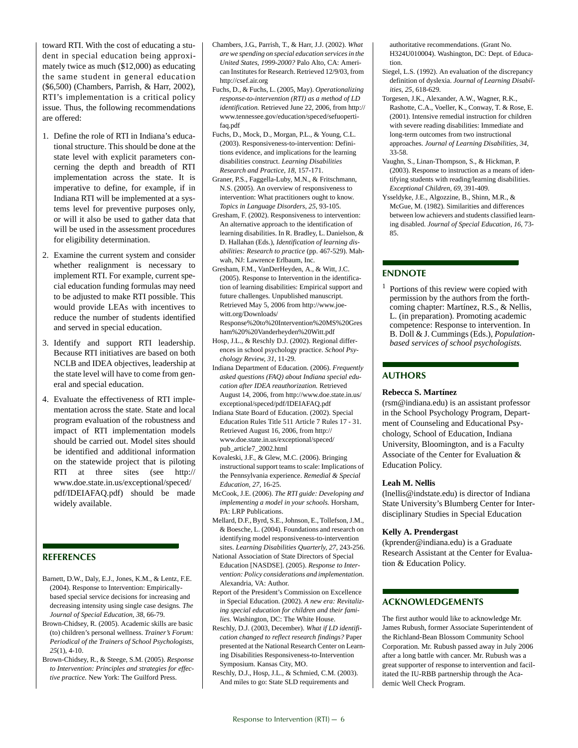toward RTI. With the cost of educating a student in special education being approximately twice as much ($12,000) as educating the same student in general education ($6,500) (Chambers, Parrish, & Harr, 2002), RTI's implementation is a critical policy issue. Thus, the following recommendations are offered:

1. Define the role of RTI in Indiana's educational structure. This should be done at the state level with explicit parameters concerning the depth and breadth of RTI implementation across the state. It is imperative to define, for example, if in Indiana RTI will be implemented at a systems level for preventive purposes only, or will it also be used to gather data that will be used in the assessment procedures for eligibility determination.
2. Examine the current system and consider whether realignment is necessary to implement RTI. For example, current special education funding formulas may need to be adjusted to make RTI possible. This would provide LEAs with incentives to reduce the number of students identified and served in special education.
3. Identify and support RTI leadership. Because RTI initiatives are based on both NCLB and IDEA objectives, leadership at the state level will have to come from general and special education.
4. Evaluate the effectiveness of RTI implementation across the state. State and local program evaluation of the robustness and impact of RTI implementation models should be carried out. Model sites should be identified and additional information on the statewide project that is piloting RTI at three sites (see http://www.doe.state.in.us/exceptional/speced/pdf/IDEIAFAQ.pdf) should be made widely available.

## REFERENCES

Barnett, D.W., Daly, E.J., Jones, K.M., & Lentz, F.E. (2004). Response to Intervention: Empirically-based special service decisions for increasing and decreasing intensity using single case designs. *The Journal of Special Education, 38*, 66-79.

Brown-Chidsey, R. (2005). Academic skills are basic (to) children's personal wellness. *Trainer's Forum: Periodical of the Trainers of School Psychologists, 25*(1), 4-10.

Brown-Chidsey, R., & Steege, S.M. (2005). *Response to Intervention: Principles and strategies for effective practice.* New York: The Guilford Press.

Chambers, J.G., Parrish, T., & Harr, J.J. (2002). *What are we spending on special education services in the United States, 1999-2000?* Palo Alto, CA: American Institutes for Research. Retrieved 12/9/03, from http://csef.air.org

Fuchs, D., & Fuchs, L. (2005, May). *Operationalizing response-to-intervention (RTI) as a method of LD identification.* Retrieved June 22, 2006, from http://www.tennessee.gov/education/speced/sefuopertifaq.pdf

Fuchs, D., Mock, D., Morgan, P.L., & Young, C.L. (2003). Responsiveness-to-intervention: Definitions evidence, and implications for the learning disabilities construct. *Learning Disabilities Research and Practice, 18*, 157-171.

Graner, P.S., Faggella-Luby, M.N., & Fritschmann, N.S. (2005). An overview of responsiveness to intervention: What practitioners ought to know. *Topics in Language Disorders, 25*, 93-105.

Gresham, F. (2002). Responsiveness to intervention: An alternative approach to the identification of learning disabilities. In R. Bradley, L. Danielson, & D. Hallahan (Eds.), *Identification of learning disabilities: Research to practice* (pp. 467-529). Mahwah, NJ: Lawrence Erlbaum, Inc.

Gresham, F.M., VanDerHeyden, A., & Witt, J.C. (2005). Response to Intervention in the identification of learning disabilities: Empirical support and future challenges. Unpublished manuscript. Retrieved May 5, 2006 from http://www.joewitt.org/Downloads/Response%20to%20Intervention%20MS%20Gresham%20%20Vanderheyden%20Witt.pdf

Hosp, J.L., & Reschly D.J. (2002). Regional differences in school psychology practice. *School Psychology Review, 31*, 11-29.

Indiana Department of Education. (2006). *Frequently asked questions (FAQ) about Indiana special education after IDEA reauthorization.* Retrieved August 14, 2006, from http://www.doe.state.in.us/exceptional/speced/pdf/IDEIAFAQ.pdf

Indiana State Board of Education. (2002). Special Education Rules Title 511 Article 7 Rules 17 - 31. Retrieved August 16, 2006, from http://www.doe.state.in.us/exceptional/speced/pub_article7_2002.html

Kovaleski, J.F., & Glew, M.C. (2006). Bringing instructional support teams to scale: Implications of the Pennsylvania experience. *Remedial & Special Education, 27*, 16-25.

McCook, J.E. (2006). *The RTI guide: Developing and implementing a model in your schools.* Horsham, PA: LRP Publications.

Mellard, D.F., Byrd, S.E., Johnson, E., Tollefson, J.M., & Boesche, L. (2004). Foundations and research on identifying model responsiveness-to-intervention sites. *Learning Disabilities Quarterly, 27*, 243-256.

National Association of State Directors of Special Education [NASDSE]. (2005). *Response to Intervention: Policy considerations and implementation.* Alexandria, VA: Author.

Report of the President's Commission on Excellence in Special Education. (2002). *A new era: Revitalizing special education for children and their families.* Washington, DC: The White House.

Reschly, D.J. (2003, December). *What if LD identification changed to reflect research findings?* Paper presented at the National Research Center on Learning Disabilities Responsiveness-to-Intervention Symposium. Kansas City, MO.

Reschly, D.J., Hosp, J.L., & Schmied, C.M. (2003). And miles to go: State SLD requirements and authoritative recommendations. (Grant No. H324U010004). Washington, DC: Dept. of Education.

Siegel, L.S. (1992). An evaluation of the discrepancy definition of dyslexia. *Journal of Learning Disabilities, 25*, 618-629.

Torgesen, J.K., Alexander, A.W., Wagner, R.K., Rashotte, C.A., Voeller, K., Conway, T. & Rose, E. (2001). Intensive remedial instruction for children with severe reading disabilities: Immediate and long-term outcomes from two instructional approaches. *Journal of Learning Disabilities, 34*, 33-58.

Vaughn, S., Linan-Thompson, S., & Hickman, P. (2003). Response to instruction as a means of identifying students with reading/learning disabilities. *Exceptional Children, 69*, 391-409.

Ysseldyke, J.E., Algozzine, B., Shinn, M.R., & McGue, M. (1982). Similarities and differences between low achievers and students classified learning disabled. *Journal of Special Education, 16*, 73-85.

## ENDNOTE

[1] Portions of this review were copied with permission by the authors from the forthcoming chapter: Martínez, R.S., & Nellis, L. (in preparation). Promoting academic competence: Response to intervention. In B. Doll & J. Cummings (Eds.), *Population-based services of school psychologists.*

## AUTHORS

**Rebecca S. Martínez**

(rsm@indiana.edu) is an assistant professor in the School Psychology Program, Department of Counseling and Educational Psychology, School of Education, Indiana University, Bloomington, and is a Faculty Associate of the Center for Evaluation & Education Policy.

**Leah M. Nellis**

(lnellis@indstate.edu) is director of Indiana State University's Blumberg Center for Interdisciplinary Studies in Special Education

**Kelly A. Prendergast**

(kprender@indiana.edu) is a Graduate Research Assistant at the Center for Evaluation & Education Policy.

## ACKNOWLEDGEMENTS

The first author would like to acknowledge Mr. James Rubush, former Associate Superintendent of the Richland-Bean Blossom Community School Corporation. Mr. Rubush passed away in July 2006 after a long battle with cancer. Mr. Rubush was a great supporter of response to intervention and facilitated the IU-RBB partnership through the Academic Well Check Program.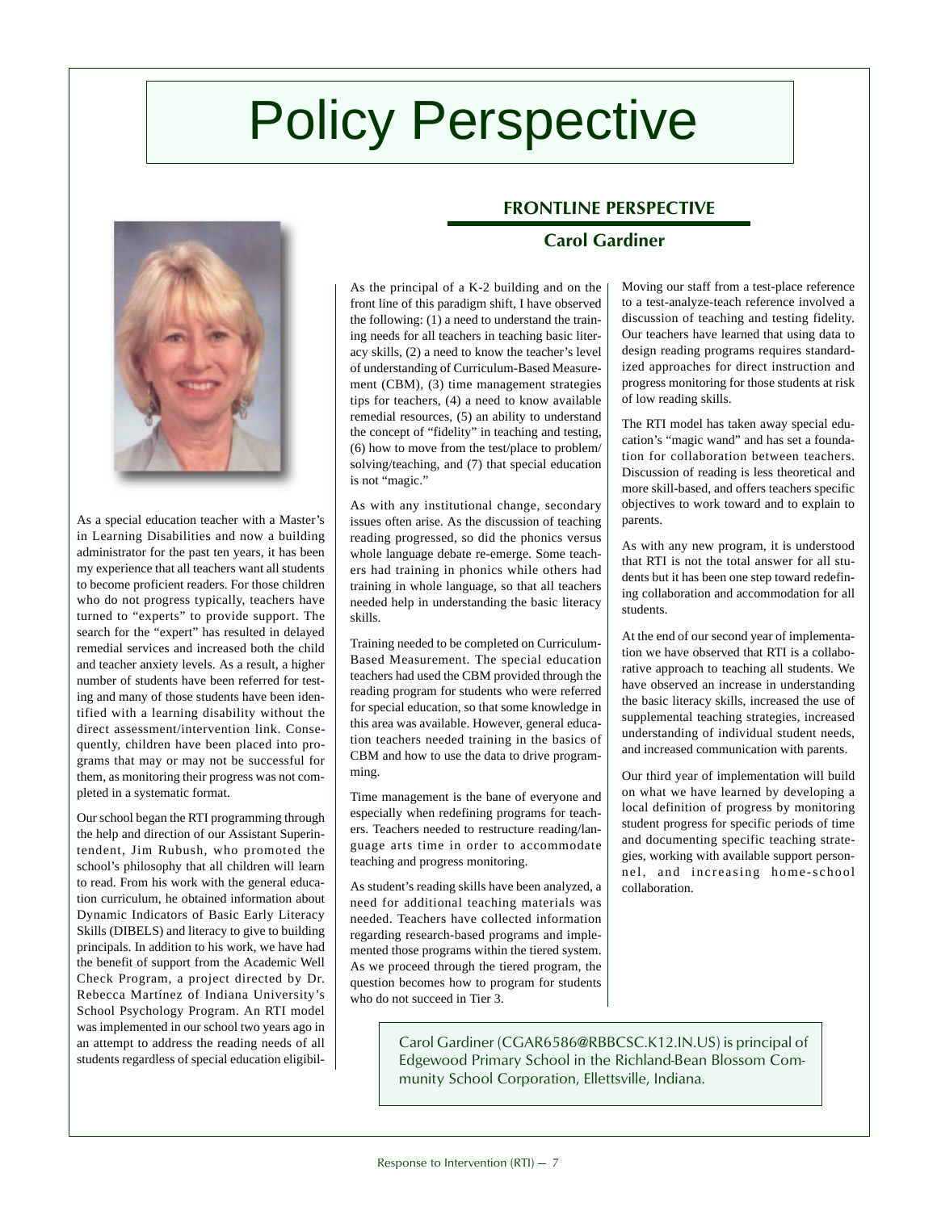# Policy Perspective

## FRONTLINE PERSPECTIVE

### Carol Gardiner

As a special education teacher with a Master's in Learning Disabilities and now a building administrator for the past ten years, it has been my experience that all teachers want all students to become proficient readers. For those children who do not progress typically, teachers have turned to "experts" to provide support. The search for the "expert" has resulted in delayed remedial services and increased both the child and teacher anxiety levels. As a result, a higher number of students have been referred for testing and many of those students have been identified with a learning disability without the direct assessment/intervention link. Consequently, children have been placed into programs that may or may not be successful for them, as monitoring their progress was not completed in a systematic format.

Our school began the RTI programming through the help and direction of our Assistant Superintendent, Jim Rubush, who promoted the school's philosophy that all children will learn to read. From his work with the general education curriculum, he obtained information about Dynamic Indicators of Basic Early Literacy Skills (DIBELS) and literacy to give to building principals. In addition to his work, we have had the benefit of support from the Academic Well Check Program, a project directed by Dr. Rebecca Martínez of Indiana University's School Psychology Program. An RTI model was implemented in our school two years ago in an attempt to address the reading needs of all students regardless of special education eligibil-

As the principal of a K-2 building and on the front line of this paradigm shift, I have observed the following: (1) a need to understand the training needs for all teachers in teaching basic literacy skills, (2) a need to know the teacher's level of understanding of Curriculum-Based Measurement (CBM), (3) time management strategies tips for teachers, (4) a need to know available remedial resources, (5) an ability to understand the concept of "fidelity" in teaching and testing, (6) how to move from the test/place to problem/solving/teaching, and (7) that special education is not "magic."

As with any institutional change, secondary issues often arise. As the discussion of teaching reading progressed, so did the phonics versus whole language debate re-emerge. Some teachers had training in phonics while others had training in whole language, so that all teachers needed help in understanding the basic literacy skills.

Training needed to be completed on Curriculum-Based Measurement. The special education teachers had used the CBM provided through the reading program for students who were referred for special education, so that some knowledge in this area was available. However, general education teachers needed training in the basics of CBM and how to use the data to drive programming.

Time management is the bane of everyone and especially when redefining programs for teachers. Teachers needed to restructure reading/language arts time in order to accommodate teaching and progress monitoring.

As student's reading skills have been analyzed, a need for additional teaching materials was needed. Teachers have collected information regarding research-based programs and implemented those programs within the tiered system. As we proceed through the tiered program, the question becomes how to program for students who do not succeed in Tier 3.

Moving our staff from a test-place reference to a test-analyze-teach reference involved a discussion of teaching and testing fidelity. Our teachers have learned that using data to design reading programs requires standardized approaches for direct instruction and progress monitoring for those students at risk of low reading skills.

The RTI model has taken away special education's "magic wand" and has set a foundation for collaboration between teachers. Discussion of reading is less theoretical and more skill-based, and offers teachers specific objectives to work toward and to explain to parents.

As with any new program, it is understood that RTI is not the total answer for all students but it has been one step toward redefining collaboration and accommodation for all students.

At the end of our second year of implementation we have observed that RTI is a collaborative approach to teaching all students. We have observed an increase in understanding the basic literacy skills, increased the use of supplemental teaching strategies, increased understanding of individual student needs, and increased communication with parents.

Our third year of implementation will build on what we have learned by developing a local definition of progress by monitoring student progress for specific periods of time and documenting specific teaching strategies, working with available support personnel, and increasing home-school collaboration.

Carol Gardiner (CGAR6586@RBBCSC.K12.IN.US) is principal of Edgewood Primary School in the Richland-Bean Blossom Community School Corporation, Ellettsville, Indiana.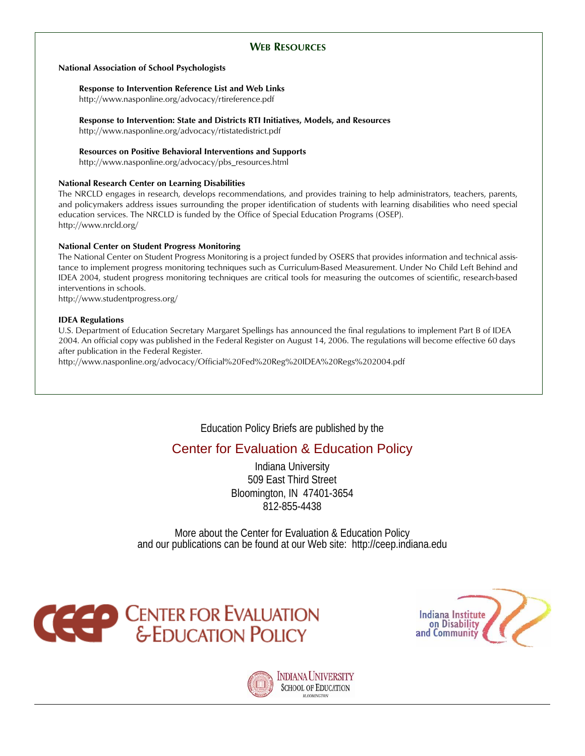## Web Resources

**National Association of School Psychologists**

**Response to Intervention Reference List and Web Links**
http://www.nasponline.org/advocacy/rtireference.pdf

**Response to Intervention: State and Districts RTI Initiatives, Models, and Resources**
http://www.nasponline.org/advocacy/rtistatedistrict.pdf

**Resources on Positive Behavioral Interventions and Supports**
http://www.nasponline.org/advocacy/pbs_resources.html

**National Research Center on Learning Disabilities**
The NRCLD engages in research, develops recommendations, and provides training to help administrators, teachers, parents, and policymakers address issues surrounding the proper identification of students with learning disabilities who need special education services. The NRCLD is funded by the Office of Special Education Programs (OSEP).
http://www.nrcld.org/

**National Center on Student Progress Monitoring**
The National Center on Student Progress Monitoring is a project funded by OSERS that provides information and technical assistance to implement progress monitoring techniques such as Curriculum-Based Measurement. Under No Child Left Behind and IDEA 2004, student progress monitoring techniques are critical tools for measuring the outcomes of scientific, research-based interventions in schools.
http://www.studentprogress.org/

**IDEA Regulations**
U.S. Department of Education Secretary Margaret Spellings has announced the final regulations to implement Part B of IDEA 2004. An official copy was published in the Federal Register on August 14, 2006. The regulations will become effective 60 days after publication in the Federal Register.
http://www.nasponline.org/advocacy/Official%20Fed%20Reg%20IDEA%20Regs%202004.pdf

Education Policy Briefs are published by the

Center for Evaluation & Education Policy

Indiana University
509 East Third Street
Bloomington, IN 47401-3654
812-855-4438

More about the Center for Evaluation & Education Policy
and our publications can be found at our Web site: http://ceep.indiana.edu

CEEP Center for Evaluation & Education Policy

Indiana Institute on Disability and Community

Indiana University School of Education Bloomington